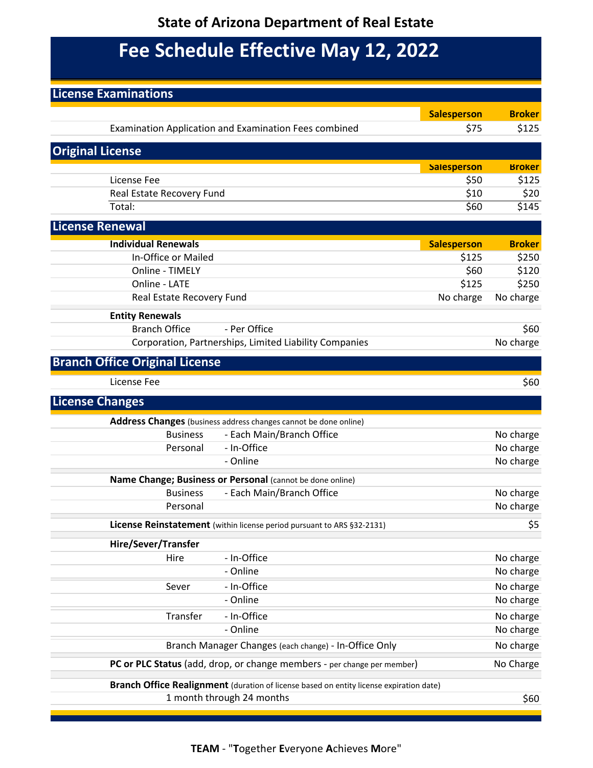# State of Arizona Department of Real Estate

## Fee Schedule Effective May 12, 2022

### License Examinations

| | Salesperson | Broker |
|---|---|---|
| Examination Application and Examination Fees combined | $75 | $125 |

### Original License

| | Salesperson | Broker |
|---|---|---|
| License Fee | $50 | $125 |
| Real Estate Recovery Fund | $10 | $20 |
| Total: | $60 | $145 |

### License Renewal

| **Individual Renewals** | Salesperson | Broker |
|---|---|---|
| In-Office or Mailed | $125 | $250 |
| Online - TIMELY | $60 | $120 |
| Online - LATE | $125 | $250 |
| Real Estate Recovery Fund | No charge | No charge |

| **Entity Renewals** | |
|---|---|
| Branch Office - Per Office | $60 |
| Corporation, Partnerships, Limited Liability Companies | No charge |

### Branch Office Original License

| | |
|---|---|
| License Fee | $60 |

### License Changes

| | | |
|---|---|---|
| **Address Changes** (business address changes cannot be done online) | | |
| Business | - Each Main/Branch Office | No charge |
| Personal | - In-Office | No charge |
| | - Online | No charge |
| **Name Change; Business or Personal** (cannot be done online) | | |
| Business | - Each Main/Branch Office | No charge |
| Personal | | No charge |
| **License Reinstatement** (within license period pursuant to ARS §32-2131) | | $5 |
| **Hire/Sever/Transfer** | | |
| Hire | - In-Office | No charge |
| | - Online | No charge |
| Sever | - In-Office | No charge |
| | - Online | No charge |
| Transfer | - In-Office | No charge |
| | - Online | No charge |
| Branch Manager Changes (each change) - In-Office Only | | No charge |
| **PC or PLC Status** (add, drop, or change members - per change per member) | | No Charge |
| **Branch Office Realignment** (duration of license based on entity license expiration date) | | |
| 1 month through 24 months | | $60 |

**TEAM** - "**T**ogether **E**veryone **A**chieves **M**ore"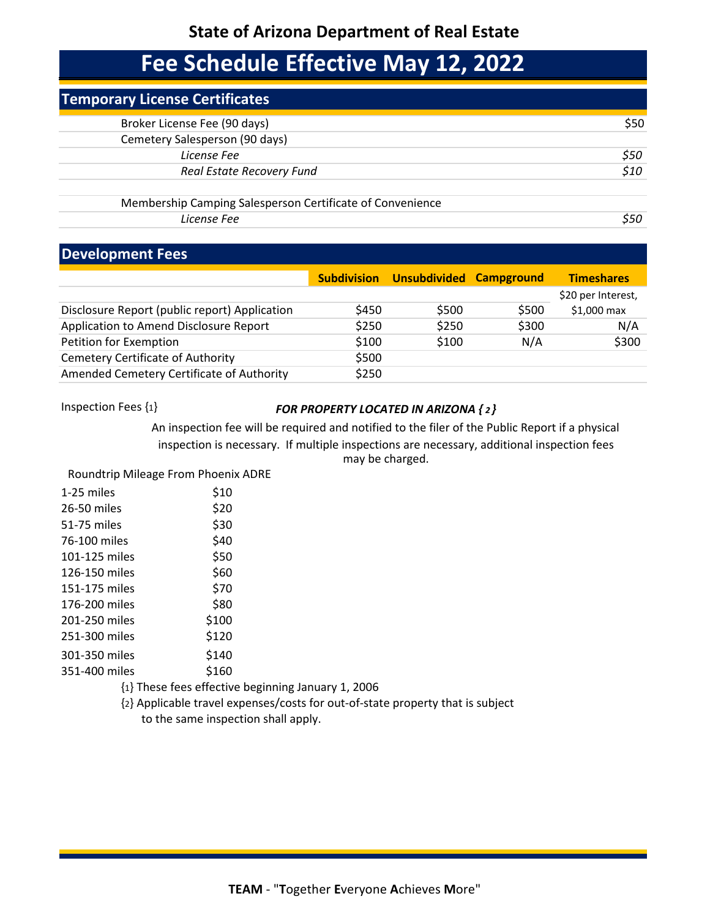## State of Arizona Department of Real Estate

# Fee Schedule Effective May 12, 2022

## Temporary License Certificates

| | |
|---|---|
| Broker License Fee (90 days) | $50 |
| Cemetery Salesperson (90 days) | |
| *License Fee* | *$50* |
| *Real Estate Recovery Fund* | *$10* |
| | |
| Membership Camping Salesperson Certificate of Convenience | |
| *License Fee* | *$50* |

## Development Fees

| | Subdivision | Unsubdivided | Campground | Timeshares |
|---|---|---|---|---|
| Disclosure Report (public report) Application | $450 | $500 | $500 | $20 per Interest, $1,000 max |
| Application to Amend Disclosure Report | $250 | $250 | $300 | N/A |
| Petition for Exemption | $100 | $100 | N/A | $300 |
| Cemetery Certificate of Authority | $500 | | | |
| Amended Cemetery Certificate of Authority | $250 | | | |

Inspection Fees {1}

***FOR PROPERTY LOCATED IN ARIZONA {2}***

An inspection fee will be required and notified to the filer of the Public Report if a physical inspection is necessary. If multiple inspections are necessary, additional inspection fees may be charged.

| Roundtrip Mileage From Phoenix ADRE | |
|---|---|
| 1-25 miles | $10 |
| 26-50 miles | $20 |
| 51-75 miles | $30 |
| 76-100 miles | $40 |
| 101-125 miles | $50 |
| 126-150 miles | $60 |
| 151-175 miles | $70 |
| 176-200 miles | $80 |
| 201-250 miles | $100 |
| 251-300 miles | $120 |
| 301-350 miles | $140 |
| 351-400 miles | $160 |

{1} These fees effective beginning January 1, 2006

{2} Applicable travel expenses/costs for out-of-state property that is subject to the same inspection shall apply.

**TEAM** - "**T**ogether **E**veryone **A**chieves **M**ore"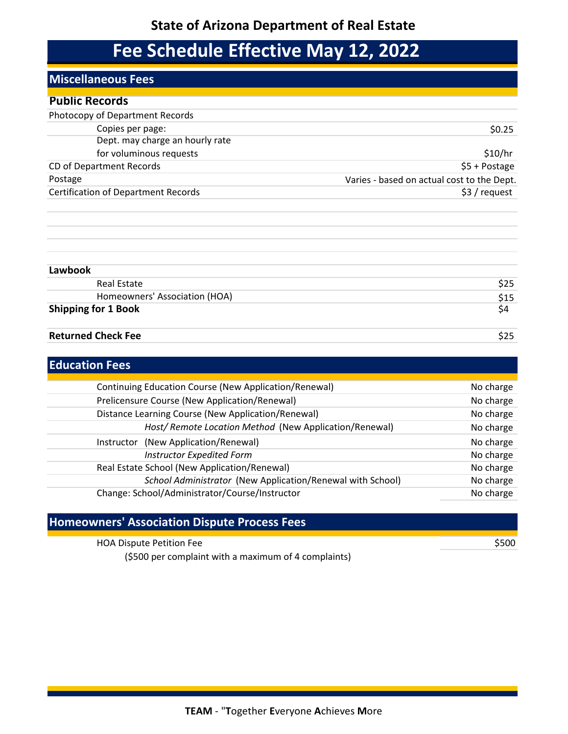State of Arizona Department of Real Estate

# Fee Schedule Effective May 12, 2022

## Miscellaneous Fees

### Public Records

| | |
|---|---|
| Photocopy of Department Records | |
| Copies per page: | $0.25 |
| Dept. may charge an hourly rate for voluminous requests | $10/hr |
| CD of Department Records | $5 + Postage |
| Postage | Varies - based on actual cost to the Dept. |
| Certification of Department Records | $3 / request |

| | |
|---|---|
| **Lawbook** | |
| Real Estate | $25 |
| Homeowners' Association (HOA) | $15 |
| **Shipping for 1 Book** | $4 |
| **Returned Check Fee** | $25 |

## Education Fees

| | |
|---|---|
| Continuing Education Course (New Application/Renewal) | No charge |
| Prelicensure Course (New Application/Renewal) | No charge |
| Distance Learning Course (New Application/Renewal) | No charge |
| *Host/ Remote Location Method* (New Application/Renewal) | No charge |
| Instructor (New Application/Renewal) | No charge |
| *Instructor Expedited Form* | No charge |
| Real Estate School (New Application/Renewal) | No charge |
| *School Administrator* (New Application/Renewal with School) | No charge |
| Change: School/Administrator/Course/Instructor | No charge |

## Homeowners' Association Dispute Process Fees

| | |
|---|---|
| HOA Dispute Petition Fee | $500 |

($500 per complaint with a maximum of 4 complaints)

**TEAM** - "**T**ogether **E**veryone **A**chieves **M**ore